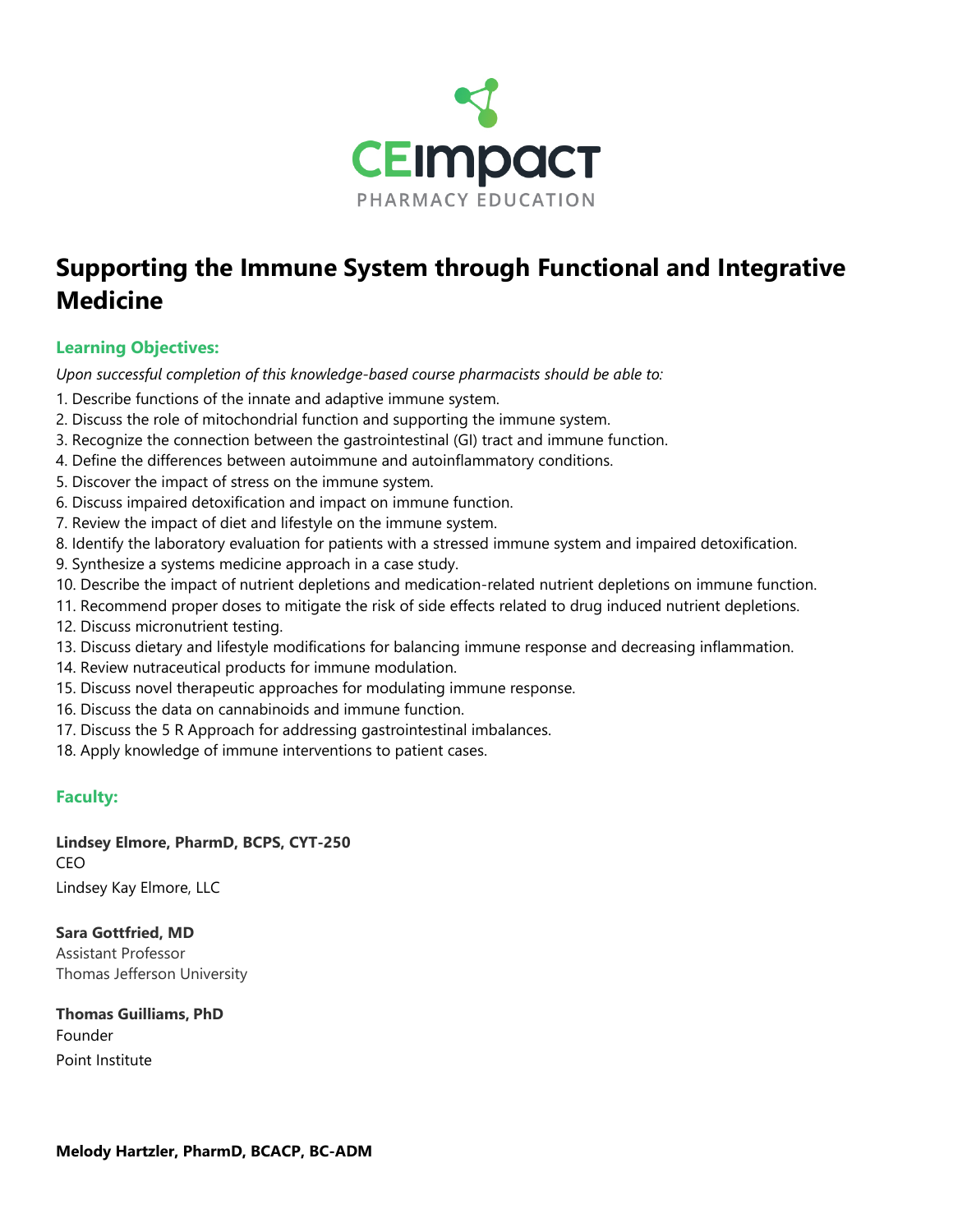CEimpact PHARMACY EDUCATION

# Supporting the Immune System through Functional and Integrative Medicine

## Learning Objectives:

*Upon successful completion of this knowledge-based course pharmacists should be able to:*

1. Describe functions of the innate and adaptive immune system.
2. Discuss the role of mitochondrial function and supporting the immune system.
3. Recognize the connection between the gastrointestinal (GI) tract and immune function.
4. Define the differences between autoimmune and autoinflammatory conditions.
5. Discover the impact of stress on the immune system.
6. Discuss impaired detoxification and impact on immune function.
7. Review the impact of diet and lifestyle on the immune system.
8. Identify the laboratory evaluation for patients with a stressed immune system and impaired detoxification.
9. Synthesize a systems medicine approach in a case study.
10. Describe the impact of nutrient depletions and medication-related nutrient depletions on immune function.
11. Recommend proper doses to mitigate the risk of side effects related to drug induced nutrient depletions.
12. Discuss micronutrient testing.
13. Discuss dietary and lifestyle modifications for balancing immune response and decreasing inflammation.
14. Review nutraceutical products for immune modulation.
15. Discuss novel therapeutic approaches for modulating immune response.
16. Discuss the data on cannabinoids and immune function.
17. Discuss the 5 R Approach for addressing gastrointestinal imbalances.
18. Apply knowledge of immune interventions to patient cases.

## Faculty:

**Lindsey Elmore, PharmD, BCPS, CYT-250**
CEO
Lindsey Kay Elmore, LLC

**Sara Gottfried, MD**
Assistant Professor
Thomas Jefferson University

**Thomas Guilliams, PhD**
Founder
Point Institute

**Melody Hartzler, PharmD, BCACP, BC-ADM**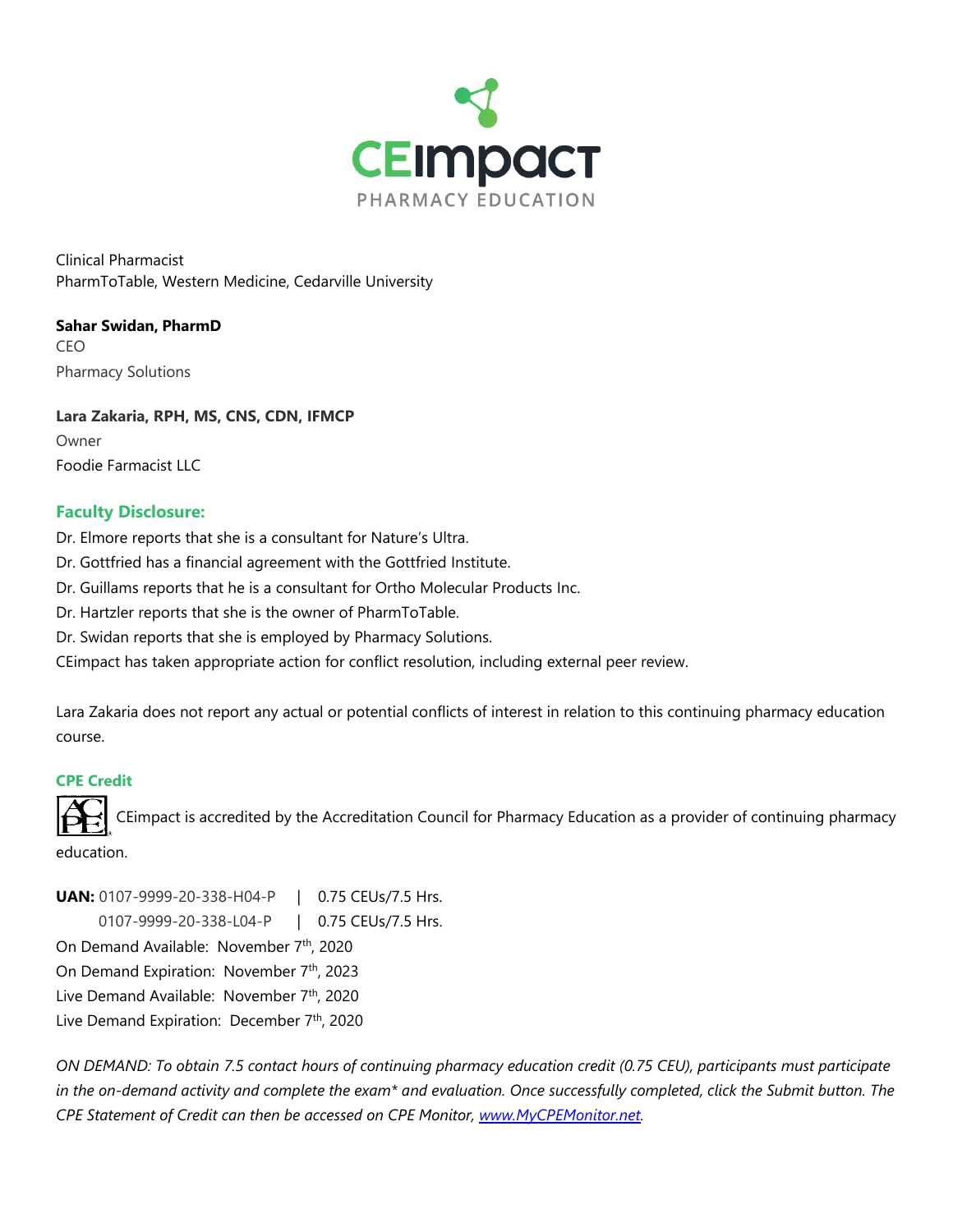Clinical Pharmacist
PharmToTable, Western Medicine, Cedarville University

**Sahar Swidan, PharmD**
CEO
Pharmacy Solutions

**Lara Zakaria, RPH, MS, CNS, CDN, IFMCP**
Owner
Foodie Farmacist LLC

### Faculty Disclosure:

Dr. Elmore reports that she is a consultant for Nature's Ultra.
Dr. Gottfried has a financial agreement with the Gottfried Institute.
Dr. Guillams reports that he is a consultant for Ortho Molecular Products Inc.
Dr. Hartzler reports that she is the owner of PharmToTable.
Dr. Swidan reports that she is employed by Pharmacy Solutions.
CEimpact has taken appropriate action for conflict resolution, including external peer review.

Lara Zakaria does not report any actual or potential conflicts of interest in relation to this continuing pharmacy education course.

#### CPE Credit

CEimpact is accredited by the Accreditation Council for Pharmacy Education as a provider of continuing pharmacy education.

**UAN:** 0107-9999-20-338-H04-P | 0.75 CEUs/7.5 Hrs.
0107-9999-20-338-L04-P | 0.75 CEUs/7.5 Hrs.
On Demand Available: November 7th, 2020
On Demand Expiration: November 7th, 2023
Live Demand Available: November 7th, 2020
Live Demand Expiration: December 7th, 2020

*ON DEMAND: To obtain 7.5 contact hours of continuing pharmacy education credit (0.75 CEU), participants must participate in the on-demand activity and complete the exam* and evaluation. Once successfully completed, click the Submit button. The CPE Statement of Credit can then be accessed on CPE Monitor, [www.MyCPEMonitor.net](http://www.MyCPEMonitor.net).*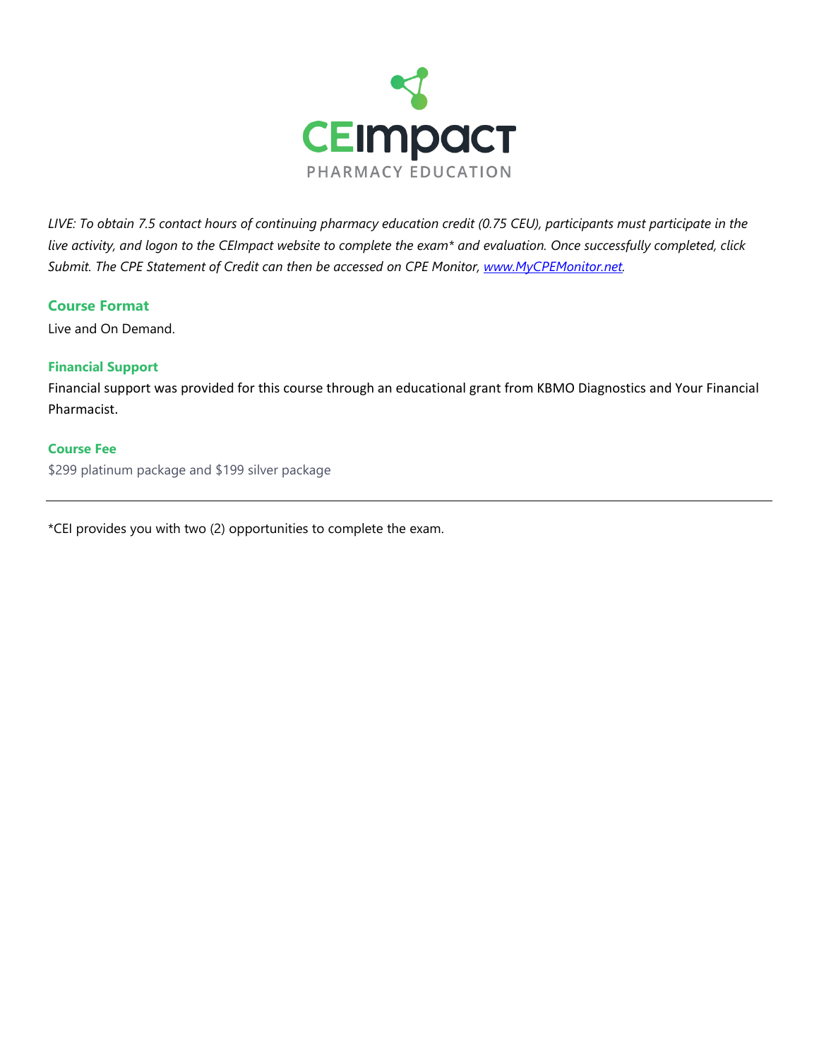*LIVE: To obtain 7.5 contact hours of continuing pharmacy education credit (0.75 CEU), participants must participate in the live activity, and logon to the CEImpact website to complete the exam* and evaluation. Once successfully completed, click Submit. The CPE Statement of Credit can then be accessed on CPE Monitor, [www.MyCPEMonitor.net](http://www.MyCPEMonitor.net).*

### Course Format

Live and On Demand.

### Financial Support

Financial support was provided for this course through an educational grant from KBMO Diagnostics and Your Financial Pharmacist.

### Course Fee

$299 platinum package and $199 silver package

---

*CEI provides you with two (2) opportunities to complete the exam.